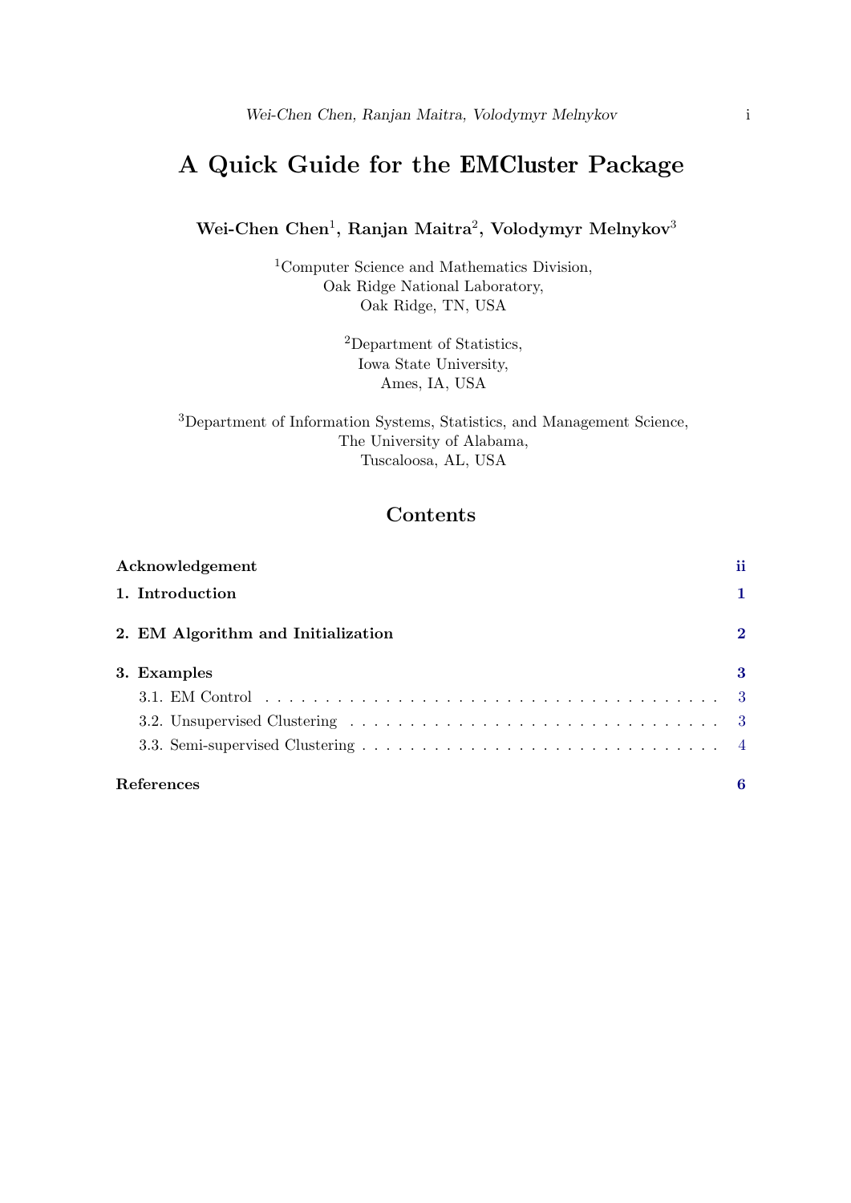# A Quick Guide for the EMCluster Package

**Wei-Chen Chen[1], Ranjan Maitra[2], Volodymyr Melnykov[3]**

[1]Computer Science and Mathematics Division,
Oak Ridge National Laboratory,
Oak Ridge, TN, USA

[2]Department of Statistics,
Iowa State University,
Ames, IA, USA

[3]Department of Information Systems, Statistics, and Management Science,
The University of Alabama,
Tuscaloosa, AL, USA

## Contents

**Acknowledgement** . . . ii

**1. Introduction** . . . 1

**2. EM Algorithm and Initialization** . . . 2

**3. Examples** . . . 3

- 3.1. EM Control . . . 3
- 3.2. Unsupervised Clustering . . . 3
- 3.3. Semi-supervised Clustering . . . 4

**References** . . . 6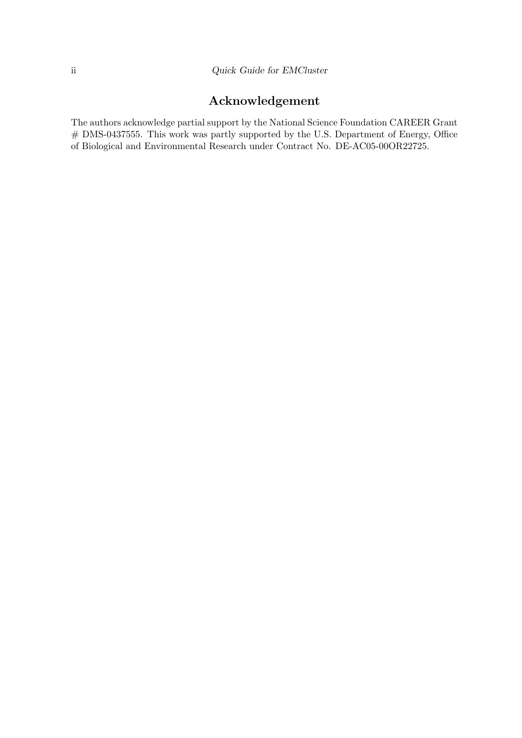# Acknowledgement

The authors acknowledge partial support by the National Science Foundation CAREER Grant # DMS-0437555. This work was partly supported by the U.S. Department of Energy, Office of Biological and Environmental Research under Contract No. DE-AC05-00OR22725.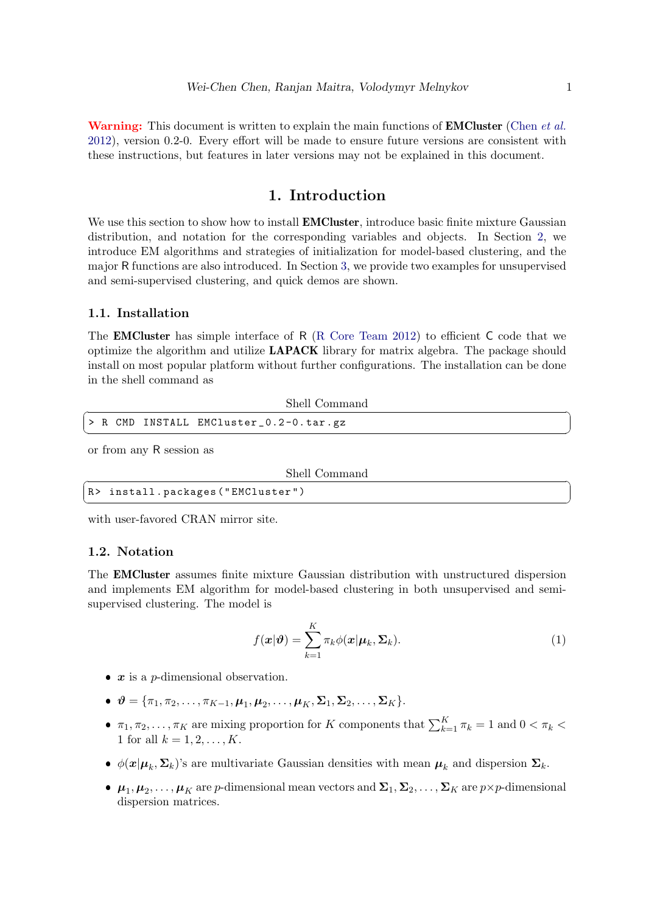**Warning:** This document is written to explain the main functions of **EMCluster** (Chen *et al.* 2012), version 0.2-0. Every effort will be made to ensure future versions are consistent with these instructions, but features in later versions may not be explained in this document.

# 1. Introduction

We use this section to show how to install **EMCluster**, introduce basic finite mixture Gaussian distribution, and notation for the corresponding variables and objects. In Section 2, we introduce EM algorithms and strategies of initialization for model-based clustering, and the major R functions are also introduced. In Section 3, we provide two examples for unsupervised and semi-supervised clustering, and quick demos are shown.

## 1.1. Installation

The **EMCluster** has simple interface of R (R Core Team 2012) to efficient C code that we optimize the algorithm and utilize **LAPACK** library for matrix algebra. The package should install on most popular platform without further configurations. The installation can be done in the shell command as

Shell Command

```
> R CMD INSTALL EMCluster_0.2-0.tar.gz
```

or from any R session as

Shell Command

```
R> install.packages("EMCluster")
```

with user-favored CRAN mirror site.

## 1.2. Notation

The **EMCluster** assumes finite mixture Gaussian distribution with unstructured dispersion and implements EM algorithm for model-based clustering in both unsupervised and semi-supervised clustering. The model is

$$f(\boldsymbol{x}|\boldsymbol{\vartheta}) = \sum_{k=1}^{K} \pi_k \phi(\boldsymbol{x}|\boldsymbol{\mu}_k, \boldsymbol{\Sigma}_k). \tag{1}$$

- $\boldsymbol{x}$ is a $p$-dimensional observation.
- $\boldsymbol{\vartheta} = \{\pi_1, \pi_2, \ldots, \pi_{K-1}, \boldsymbol{\mu}_1, \boldsymbol{\mu}_2, \ldots, \boldsymbol{\mu}_K, \boldsymbol{\Sigma}_1, \boldsymbol{\Sigma}_2, \ldots, \boldsymbol{\Sigma}_K\}$.
- $\pi_1, \pi_2, \ldots, \pi_K$ are mixing proportion for $K$ components that $\sum_{k=1}^{K} \pi_k = 1$ and $0 < \pi_k < 1$ for all $k = 1, 2, \ldots, K$.
- $\phi(\boldsymbol{x}|\boldsymbol{\mu}_k, \boldsymbol{\Sigma}_k)$'s are multivariate Gaussian densities with mean $\boldsymbol{\mu}_k$ and dispersion $\boldsymbol{\Sigma}_k$.
- $\boldsymbol{\mu}_1, \boldsymbol{\mu}_2, \ldots, \boldsymbol{\mu}_K$ are $p$-dimensional mean vectors and $\boldsymbol{\Sigma}_1, \boldsymbol{\Sigma}_2, \ldots, \boldsymbol{\Sigma}_K$ are $p \times p$-dimensional dispersion matrices.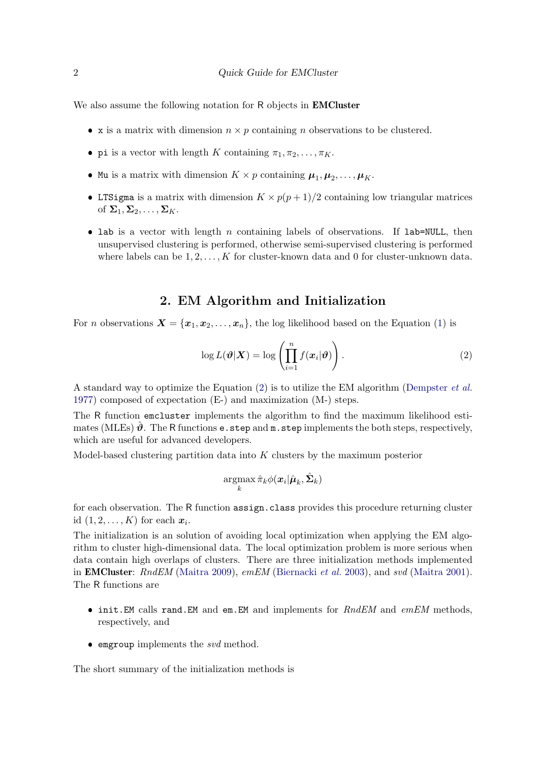We also assume the following notation for R objects in **EMCluster**

- `x` is a matrix with dimension $n \times p$ containing $n$ observations to be clustered.
- `pi` is a vector with length $K$ containing $\pi_1, \pi_2, \ldots, \pi_K$.
- `Mu` is a matrix with dimension $K \times p$ containing $\boldsymbol{\mu}_1, \boldsymbol{\mu}_2, \ldots, \boldsymbol{\mu}_K$.
- `LTSigma` is a matrix with dimension $K \times p(p+1)/2$ containing low triangular matrices of $\boldsymbol{\Sigma}_1, \boldsymbol{\Sigma}_2, \ldots, \boldsymbol{\Sigma}_K$.
- `lab` is a vector with length $n$ containing labels of observations. If `lab=NULL`, then unsupervised clustering is performed, otherwise semi-supervised clustering is performed where labels can be $1, 2, \ldots, K$ for cluster-known data and 0 for cluster-unknown data.

## 2. EM Algorithm and Initialization

For $n$ observations $\boldsymbol{X} = \{\boldsymbol{x}_1, \boldsymbol{x}_2, \ldots, \boldsymbol{x}_n\}$, the log likelihood based on the Equation (1) is

$$\log L(\boldsymbol{\vartheta}|\boldsymbol{X}) = \log \left( \prod_{i=1}^{n} f(\boldsymbol{x}_i|\boldsymbol{\vartheta}) \right). \tag{2}$$

A standard way to optimize the Equation (2) is to utilize the EM algorithm (Dempster *et al.* 1977) composed of expectation (E-) and maximization (M-) steps.

The R function `emcluster` implements the algorithm to find the maximum likelihood estimates (MLEs) $\hat{\boldsymbol{\vartheta}}$. The R functions `e.step` and `m.step` implements the both steps, respectively, which are useful for advanced developers.

Model-based clustering partition data into $K$ clusters by the maximum posterior

$$\underset{k}{\operatorname{argmax}}\, \hat{\pi}_k \phi(\boldsymbol{x}_i|\hat{\boldsymbol{\mu}}_k, \hat{\boldsymbol{\Sigma}}_k)$$

for each observation. The R function `assign.class` provides this procedure returning cluster id $(1, 2, \ldots, K)$ for each $\boldsymbol{x}_i$.

The initialization is an solution of avoiding local optimization when applying the EM algorithm to cluster high-dimensional data. The local optimization problem is more serious when data contain high overlaps of clusters. There are three initialization methods implemented in **EMCluster**: *RndEM* (Maitra 2009), *emEM* (Biernacki *et al.* 2003), and *svd* (Maitra 2001). The R functions are

- `init.EM` calls `rand.EM` and `em.EM` and implements for *RndEM* and *emEM* methods, respectively, and
- `emgroup` implements the *svd* method.

The short summary of the initialization methods is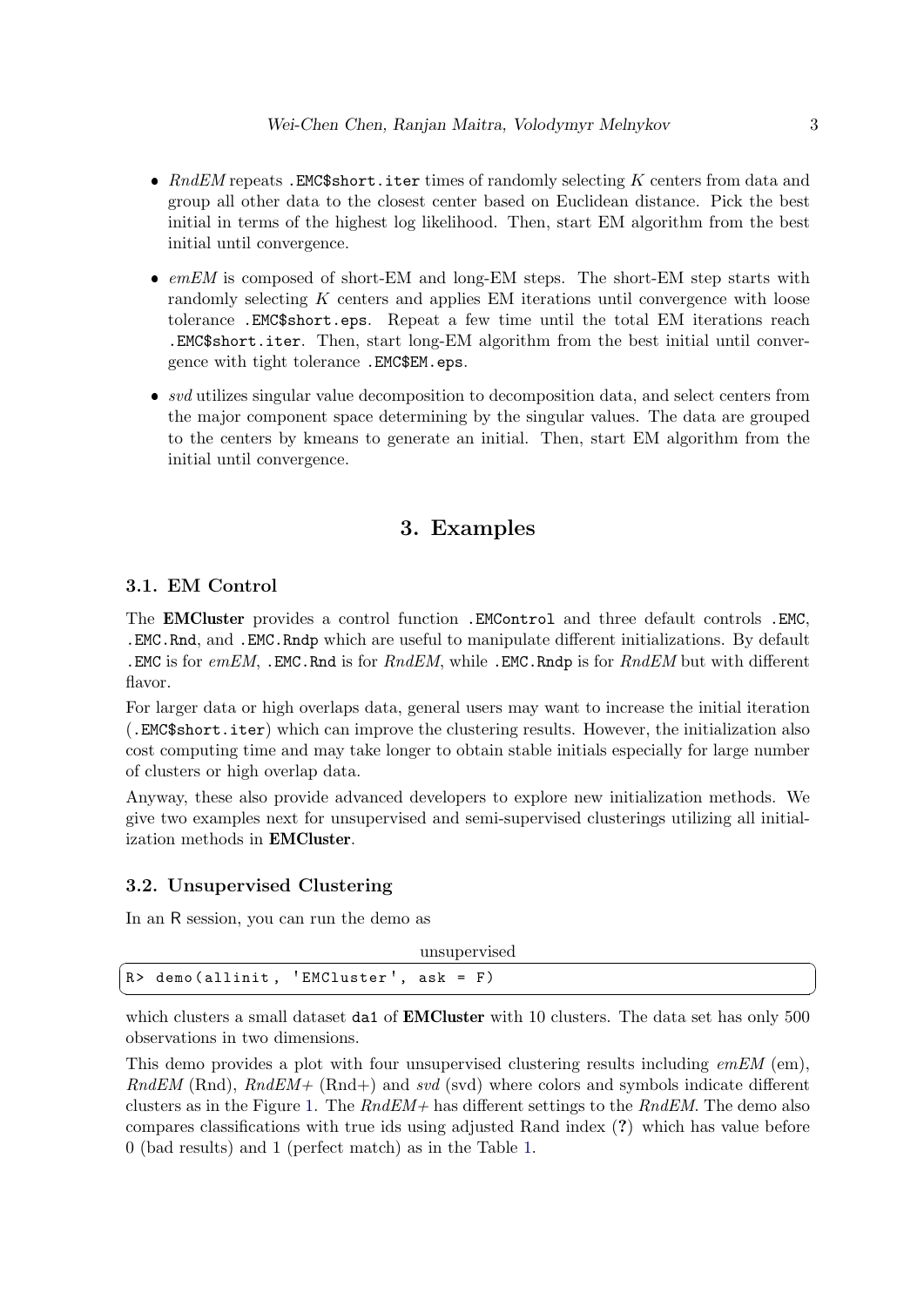- *RndEM* repeats `.EMC$short.iter` times of randomly selecting $K$ centers from data and group all other data to the closest center based on Euclidean distance. Pick the best initial in terms of the highest log likelihood. Then, start EM algorithm from the best initial until convergence.
- *emEM* is composed of short-EM and long-EM steps. The short-EM step starts with randomly selecting $K$ centers and applies EM iterations until convergence with loose tolerance `.EMC$short.eps`. Repeat a few time until the total EM iterations reach `.EMC$short.iter`. Then, start long-EM algorithm from the best initial until convergence with tight tolerance `.EMC$EM.eps`.
- *svd* utilizes singular value decomposition to decomposition data, and select centers from the major component space determining by the singular values. The data are grouped to the centers by kmeans to generate an initial. Then, start EM algorithm from the initial until convergence.

# 3. Examples

## 3.1. EM Control

The **EMCluster** provides a control function `.EMControl` and three default controls `.EMC`, `.EMC.Rnd`, and `.EMC.Rndp` which are useful to manipulate different initializations. By default `.EMC` is for *emEM*, `.EMC.Rnd` is for *RndEM*, while `.EMC.Rndp` is for *RndEM* but with different flavor.

For larger data or high overlaps data, general users may want to increase the initial iteration (`.EMC$short.iter`) which can improve the clustering results. However, the initialization also cost computing time and may take longer to obtain stable initials especially for large number of clusters or high overlap data.

Anyway, these also provide advanced developers to explore new initialization methods. We give two examples next for unsupervised and semi-supervised clusterings utilizing all initialization methods in **EMCluster**.

## 3.2. Unsupervised Clustering

In an R session, you can run the demo as

unsupervised

```
R> demo(allinit, 'EMCluster', ask = F)
```

which clusters a small dataset `da1` of **EMCluster** with 10 clusters. The data set has only 500 observations in two dimensions.

This demo provides a plot with four unsupervised clustering results including *emEM* (em), *RndEM* (Rnd), *RndEM+* (Rnd+) and *svd* (svd) where colors and symbols indicate different clusters as in the Figure 1. The *RndEM+* has different settings to the *RndEM*. The demo also compares classifications with true ids using adjusted Rand index (?) which has value before 0 (bad results) and 1 (perfect match) as in the Table 1.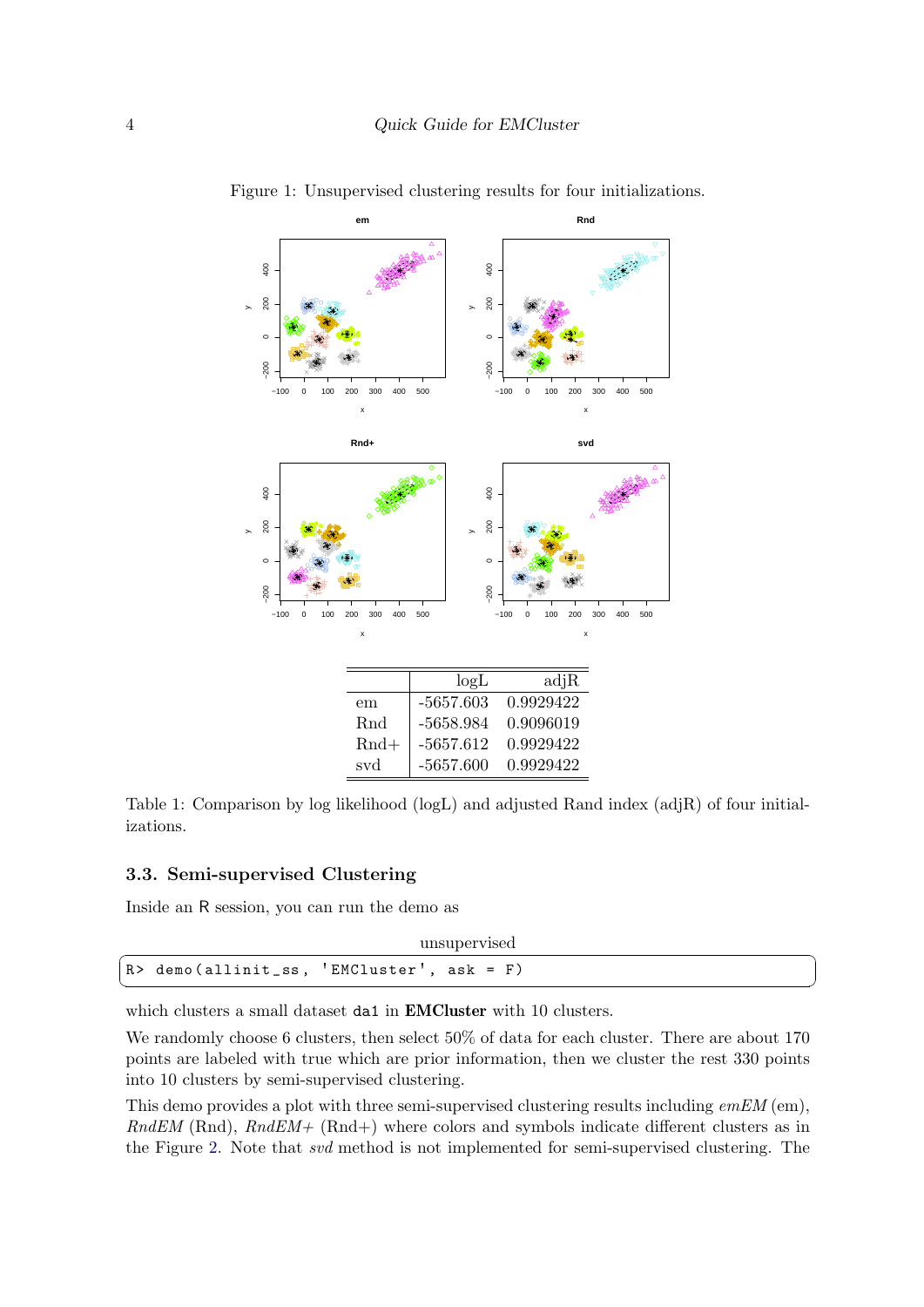Figure 1: Unsupervised clustering results for four initializations.

|  | logL | adjR |
|---|---|---|
| em | -5657.603 | 0.9929422 |
| Rnd | -5658.984 | 0.9096019 |
| Rnd+ | -5657.612 | 0.9929422 |
| svd | -5657.600 | 0.9929422 |

Table 1: Comparison by log likelihood (logL) and adjusted Rand index (adjR) of four initializations.

### 3.3. Semi-supervised Clustering

Inside an R session, you can run the demo as

unsupervised

```
R> demo(allinit_ss, 'EMCluster', ask = F)
```

which clusters a small dataset `da1` in **EMCluster** with 10 clusters.

We randomly choose 6 clusters, then select 50% of data for each cluster. There are about 170 points are labeled with true which are prior information, then we cluster the rest 330 points into 10 clusters by semi-supervised clustering.

This demo provides a plot with three semi-supervised clustering results including *emEM* (em), *RndEM* (Rnd), *RndEM+* (Rnd+) where colors and symbols indicate different clusters as in the Figure 2. Note that *svd* method is not implemented for semi-supervised clustering. The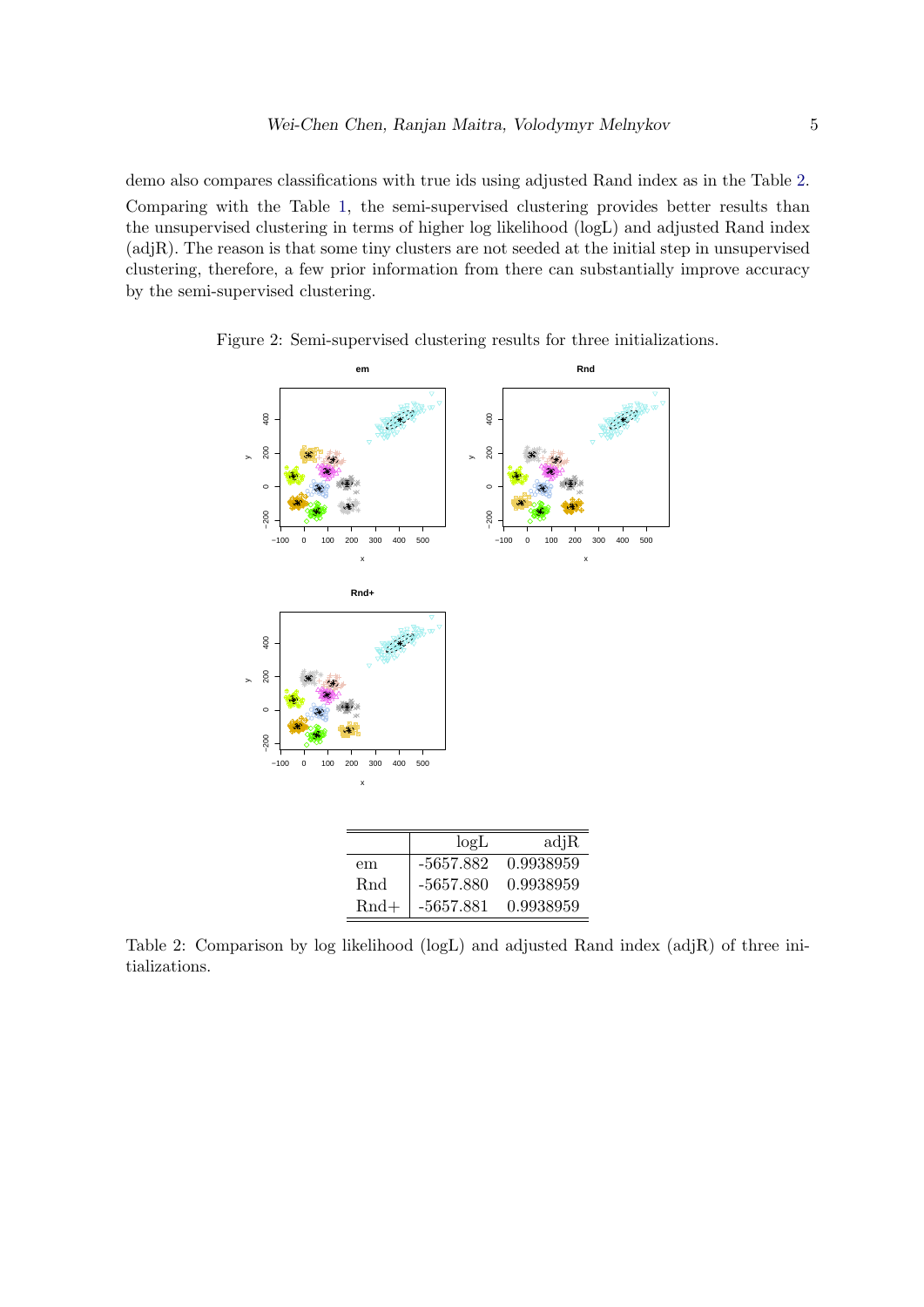demo also compares classifications with true ids using adjusted Rand index as in the Table 2. Comparing with the Table 1, the semi-supervised clustering provides better results than the unsupervised clustering in terms of higher log likelihood (logL) and adjusted Rand index (adjR). The reason is that some tiny clusters are not seeded at the initial step in unsupervised clustering, therefore, a few prior information from there can substantially improve accuracy by the semi-supervised clustering.

Figure 2: Semi-supervised clustering results for three initializations.

| | logL | adjR |
|---|---|---|
| em | -5657.882 | 0.9938959 |
| Rnd | -5657.880 | 0.9938959 |
| Rnd+ | -5657.881 | 0.9938959 |

Table 2: Comparison by log likelihood (logL) and adjusted Rand index (adjR) of three initializations.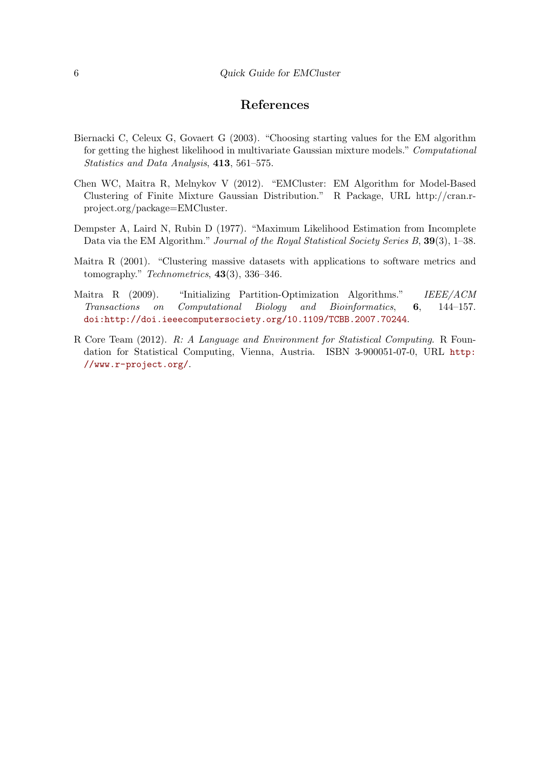## References

Biernacki C, Celeux G, Govaert G (2003). "Choosing starting values for the EM algorithm for getting the highest likelihood in multivariate Gaussian mixture models." *Computational Statistics and Data Analysis*, **413**, 561–575.

Chen WC, Maitra R, Melnykov V (2012). "EMCluster: EM Algorithm for Model-Based Clustering of Finite Mixture Gaussian Distribution." R Package, URL http://cran.r-project.org/package=EMCluster.

Dempster A, Laird N, Rubin D (1977). "Maximum Likelihood Estimation from Incomplete Data via the EM Algorithm." *Journal of the Royal Statistical Society Series B*, **39**(3), 1–38.

Maitra R (2001). "Clustering massive datasets with applications to software metrics and tomography." *Technometrics*, **43**(3), 336–346.

Maitra R (2009). "Initializing Partition-Optimization Algorithms." *IEEE/ACM Transactions on Computational Biology and Bioinformatics*, **6**, 144–157. doi:http://doi.ieeecomputersociety.org/10.1109/TCBB.2007.70244.

R Core Team (2012). *R: A Language and Environment for Statistical Computing*. R Foundation for Statistical Computing, Vienna, Austria. ISBN 3-900051-07-0, URL http://www.r-project.org/.